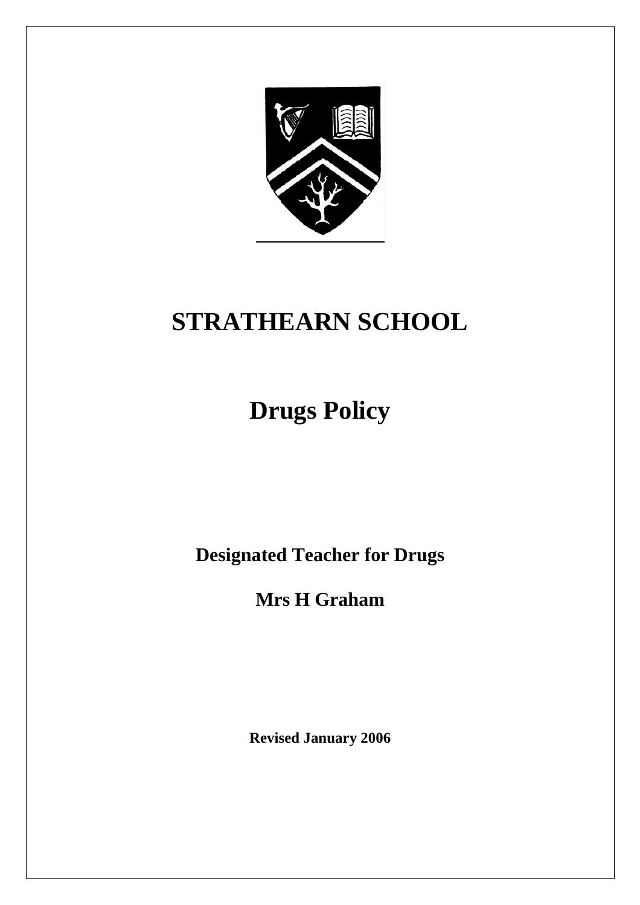# STRATHEARN SCHOOL

# Drugs Policy

**Designated Teacher for Drugs**

**Mrs H Graham**

**Revised January 2006**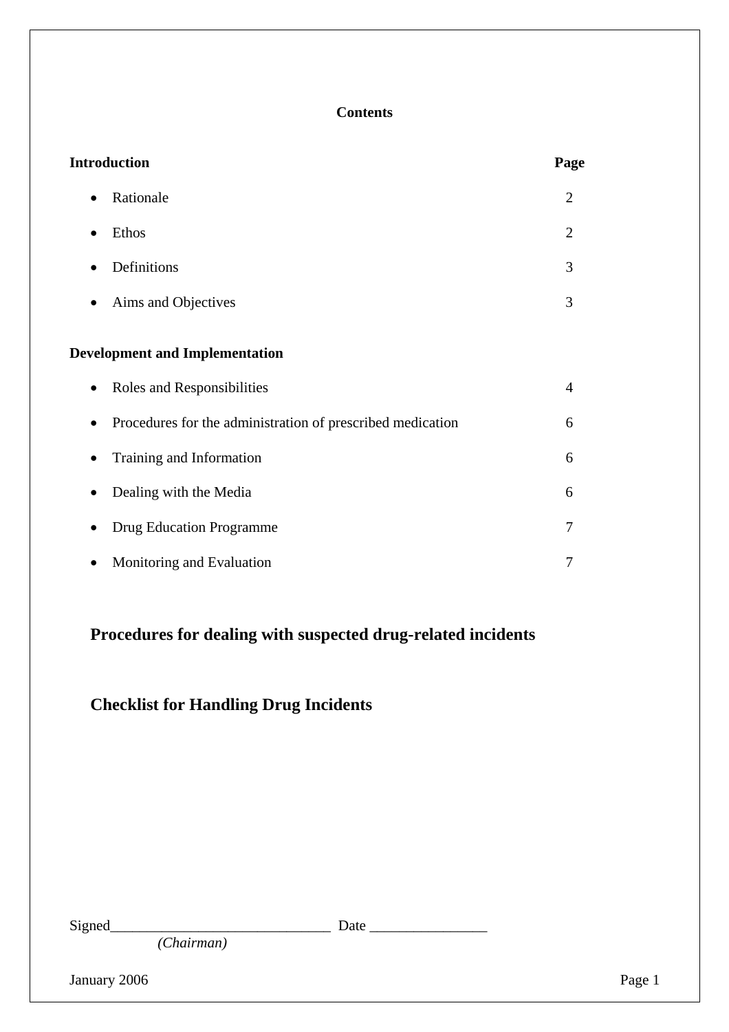**Contents**

| **Introduction** | **Page** |
|---|---|
| • Rationale | 2 |
| • Ethos | 2 |
| • Definitions | 3 |
| • Aims and Objectives | 3 |
| **Development and Implementation** | |
| • Roles and Responsibilities | 4 |
| • Procedures for the administration of prescribed medication | 6 |
| • Training and Information | 6 |
| • Dealing with the Media | 6 |
| • Drug Education Programme | 7 |
| • Monitoring and Evaluation | 7 |

## Procedures for dealing with suspected drug-related incidents

## Checklist for Handling Drug Incidents

Signed______________________________ Date ________________
*(Chairman)*

January 2006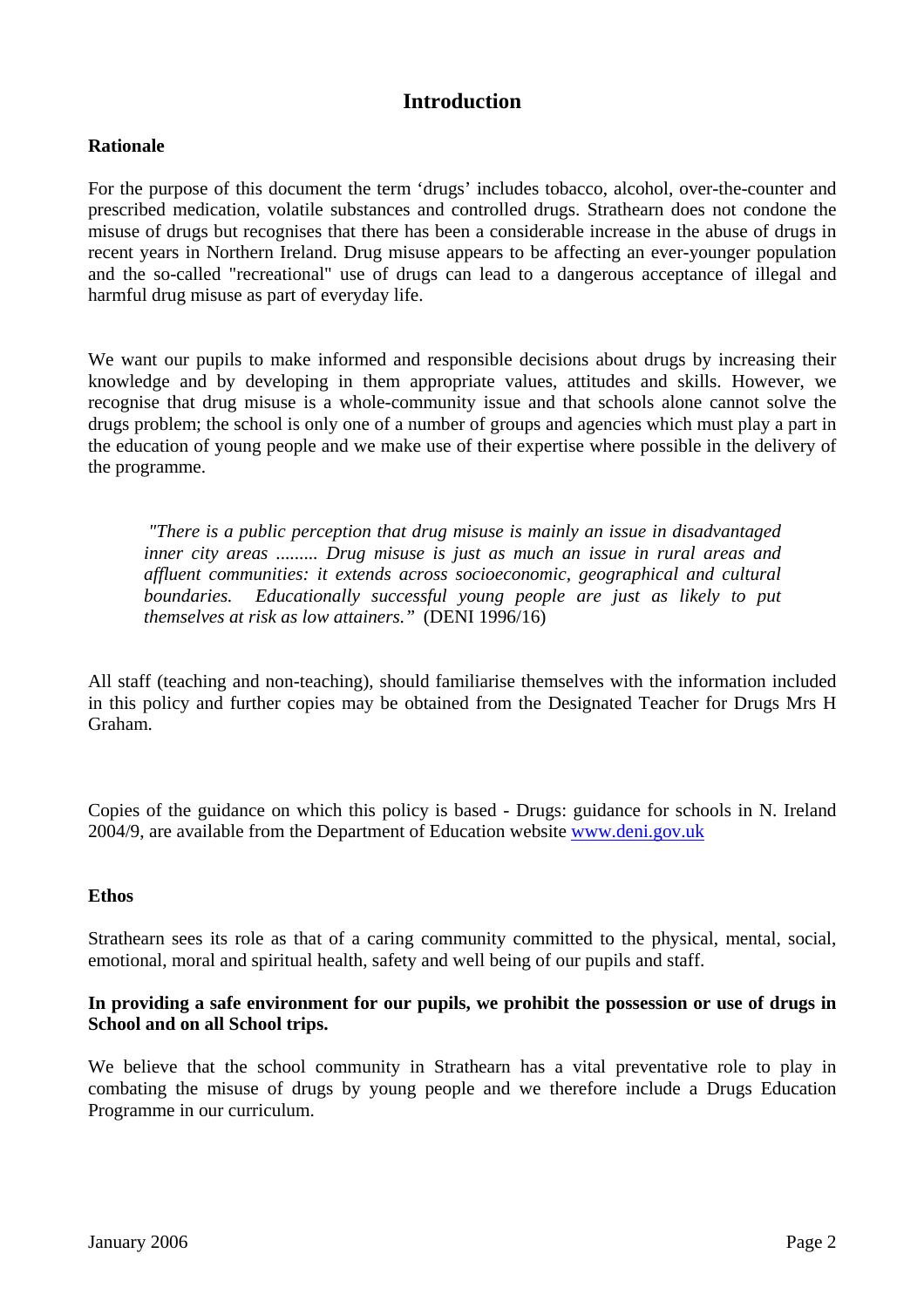# Introduction

**Rationale**

For the purpose of this document the term 'drugs' includes tobacco, alcohol, over-the-counter and prescribed medication, volatile substances and controlled drugs. Strathearn does not condone the misuse of drugs but recognises that there has been a considerable increase in the abuse of drugs in recent years in Northern Ireland. Drug misuse appears to be affecting an ever-younger population and the so-called "recreational" use of drugs can lead to a dangerous acceptance of illegal and harmful drug misuse as part of everyday life.

We want our pupils to make informed and responsible decisions about drugs by increasing their knowledge and by developing in them appropriate values, attitudes and skills. However, we recognise that drug misuse is a whole-community issue and that schools alone cannot solve the drugs problem; the school is only one of a number of groups and agencies which must play a part in the education of young people and we make use of their expertise where possible in the delivery of the programme.

> *"There is a public perception that drug misuse is mainly an issue in disadvantaged inner city areas ......... Drug misuse is just as much an issue in rural areas and affluent communities: it extends across socioeconomic, geographical and cultural boundaries. Educationally successful young people are just as likely to put themselves at risk as low attainers."* (DENI 1996/16)

All staff (teaching and non-teaching), should familiarise themselves with the information included in this policy and further copies may be obtained from the Designated Teacher for Drugs Mrs H Graham.

Copies of the guidance on which this policy is based - Drugs: guidance for schools in N. Ireland 2004/9, are available from the Department of Education website www.deni.gov.uk

**Ethos**

Strathearn sees its role as that of a caring community committed to the physical, mental, social, emotional, moral and spiritual health, safety and well being of our pupils and staff.

**In providing a safe environment for our pupils, we prohibit the possession or use of drugs in School and on all School trips.**

We believe that the school community in Strathearn has a vital preventative role to play in combating the misuse of drugs by young people and we therefore include a Drugs Education Programme in our curriculum.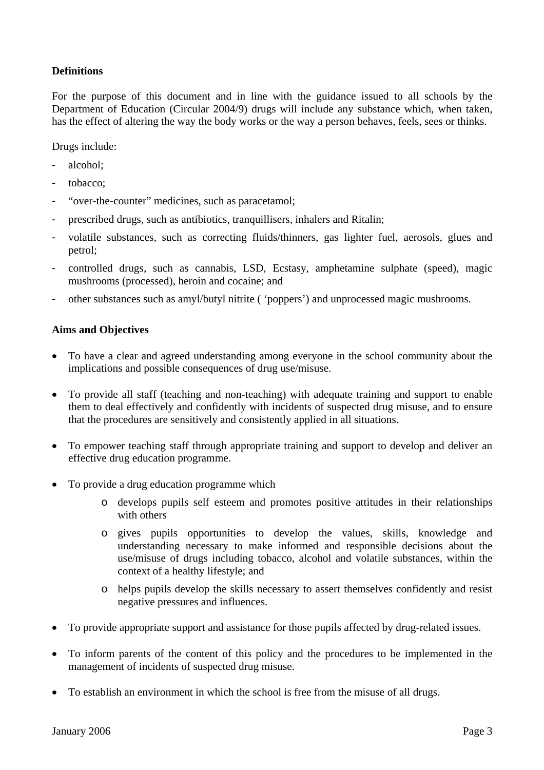**Definitions**

For the purpose of this document and in line with the guidance issued to all schools by the Department of Education (Circular 2004/9) drugs will include any substance which, when taken, has the effect of altering the way the body works or the way a person behaves, feels, sees or thinks.

Drugs include:

- alcohol;
- tobacco;
- "over-the-counter" medicines, such as paracetamol;
- prescribed drugs, such as antibiotics, tranquillisers, inhalers and Ritalin;
- volatile substances, such as correcting fluids/thinners, gas lighter fuel, aerosols, glues and petrol;
- controlled drugs, such as cannabis, LSD, Ecstasy, amphetamine sulphate (speed), magic mushrooms (processed), heroin and cocaine; and
- other substances such as amyl/butyl nitrite ( 'poppers') and unprocessed magic mushrooms.

**Aims and Objectives**

- To have a clear and agreed understanding among everyone in the school community about the implications and possible consequences of drug use/misuse.
- To provide all staff (teaching and non-teaching) with adequate training and support to enable them to deal effectively and confidently with incidents of suspected drug misuse, and to ensure that the procedures are sensitively and consistently applied in all situations.
- To empower teaching staff through appropriate training and support to develop and deliver an effective drug education programme.
- To provide a drug education programme which
    - develops pupils self esteem and promotes positive attitudes in their relationships with others
    - gives pupils opportunities to develop the values, skills, knowledge and understanding necessary to make informed and responsible decisions about the use/misuse of drugs including tobacco, alcohol and volatile substances, within the context of a healthy lifestyle; and
    - helps pupils develop the skills necessary to assert themselves confidently and resist negative pressures and influences.
- To provide appropriate support and assistance for those pupils affected by drug-related issues.
- To inform parents of the content of this policy and the procedures to be implemented in the management of incidents of suspected drug misuse.
- To establish an environment in which the school is free from the misuse of all drugs.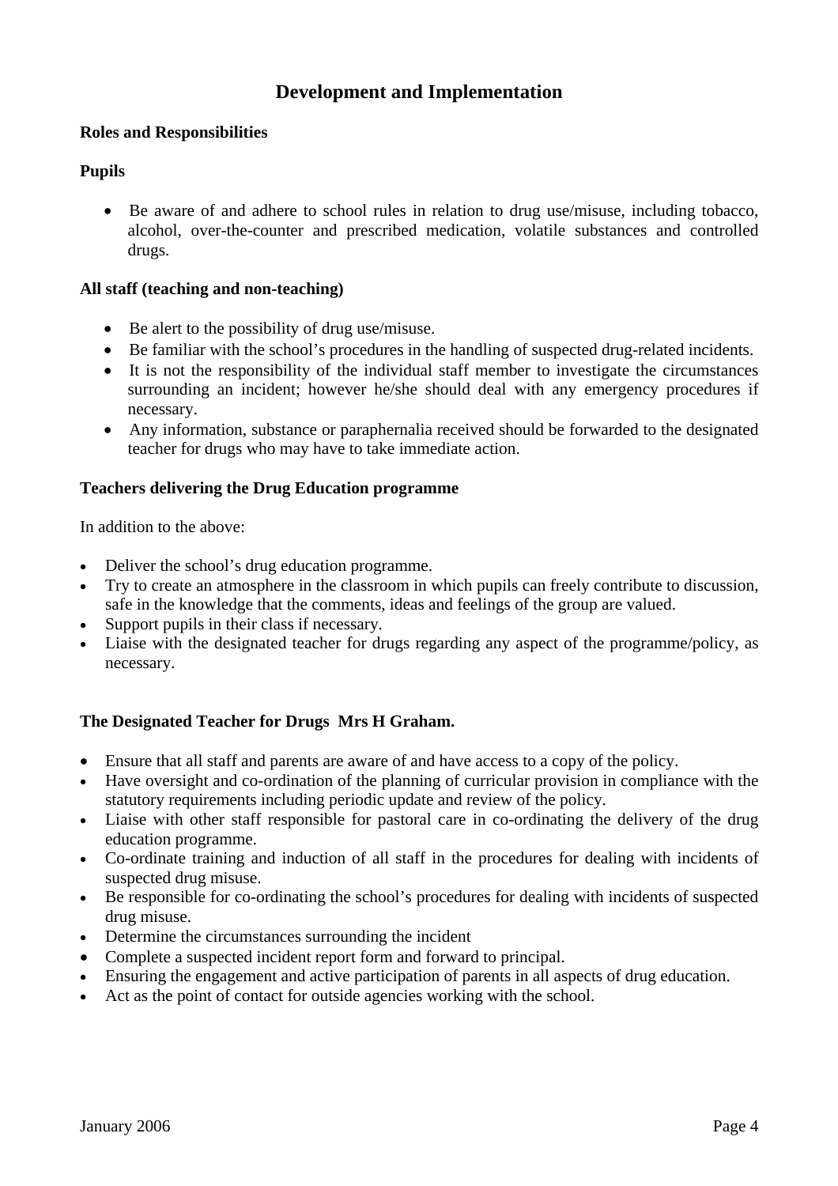# Development and Implementation

**Roles and Responsibilities**

**Pupils**

- Be aware of and adhere to school rules in relation to drug use/misuse, including tobacco, alcohol, over-the-counter and prescribed medication, volatile substances and controlled drugs.

**All staff (teaching and non-teaching)**

- Be alert to the possibility of drug use/misuse.
- Be familiar with the school's procedures in the handling of suspected drug-related incidents.
- It is not the responsibility of the individual staff member to investigate the circumstances surrounding an incident; however he/she should deal with any emergency procedures if necessary.
- Any information, substance or paraphernalia received should be forwarded to the designated teacher for drugs who may have to take immediate action.

**Teachers delivering the Drug Education programme**

In addition to the above:

- Deliver the school's drug education programme.
- Try to create an atmosphere in the classroom in which pupils can freely contribute to discussion, safe in the knowledge that the comments, ideas and feelings of the group are valued.
- Support pupils in their class if necessary.
- Liaise with the designated teacher for drugs regarding any aspect of the programme/policy, as necessary.

**The Designated Teacher for Drugs Mrs H Graham.**

- Ensure that all staff and parents are aware of and have access to a copy of the policy.
- Have oversight and co-ordination of the planning of curricular provision in compliance with the statutory requirements including periodic update and review of the policy.
- Liaise with other staff responsible for pastoral care in co-ordinating the delivery of the drug education programme.
- Co-ordinate training and induction of all staff in the procedures for dealing with incidents of suspected drug misuse.
- Be responsible for co-ordinating the school's procedures for dealing with incidents of suspected drug misuse.
- Determine the circumstances surrounding the incident
- Complete a suspected incident report form and forward to principal.
- Ensuring the engagement and active participation of parents in all aspects of drug education.
- Act as the point of contact for outside agencies working with the school.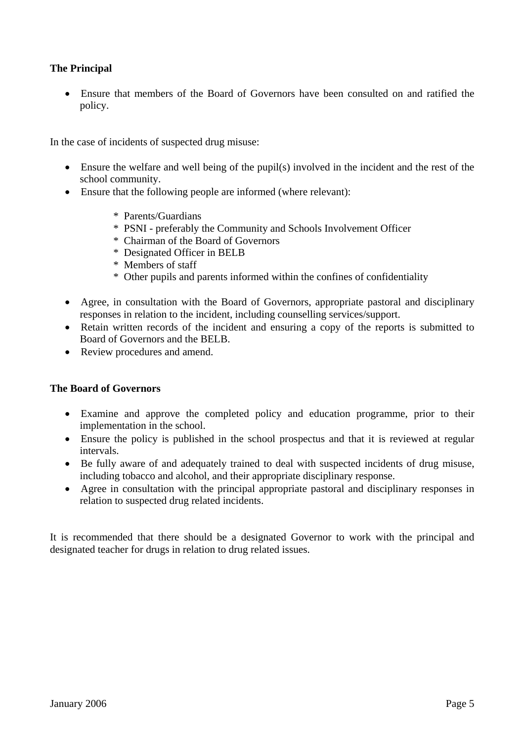**The Principal**

- Ensure that members of the Board of Governors have been consulted on and ratified the policy.

In the case of incidents of suspected drug misuse:

- Ensure the welfare and well being of the pupil(s) involved in the incident and the rest of the school community.
- Ensure that the following people are informed (where relevant):

    * Parents/Guardians
    * PSNI - preferably the Community and Schools Involvement Officer
    * Chairman of the Board of Governors
    * Designated Officer in BELB
    * Members of staff
    * Other pupils and parents informed within the confines of confidentiality

- Agree, in consultation with the Board of Governors, appropriate pastoral and disciplinary responses in relation to the incident, including counselling services/support.
- Retain written records of the incident and ensuring a copy of the reports is submitted to Board of Governors and the BELB.
- Review procedures and amend.

**The Board of Governors**

- Examine and approve the completed policy and education programme, prior to their implementation in the school.
- Ensure the policy is published in the school prospectus and that it is reviewed at regular intervals.
- Be fully aware of and adequately trained to deal with suspected incidents of drug misuse, including tobacco and alcohol, and their appropriate disciplinary response.
- Agree in consultation with the principal appropriate pastoral and disciplinary responses in relation to suspected drug related incidents.

It is recommended that there should be a designated Governor to work with the principal and designated teacher for drugs in relation to drug related issues.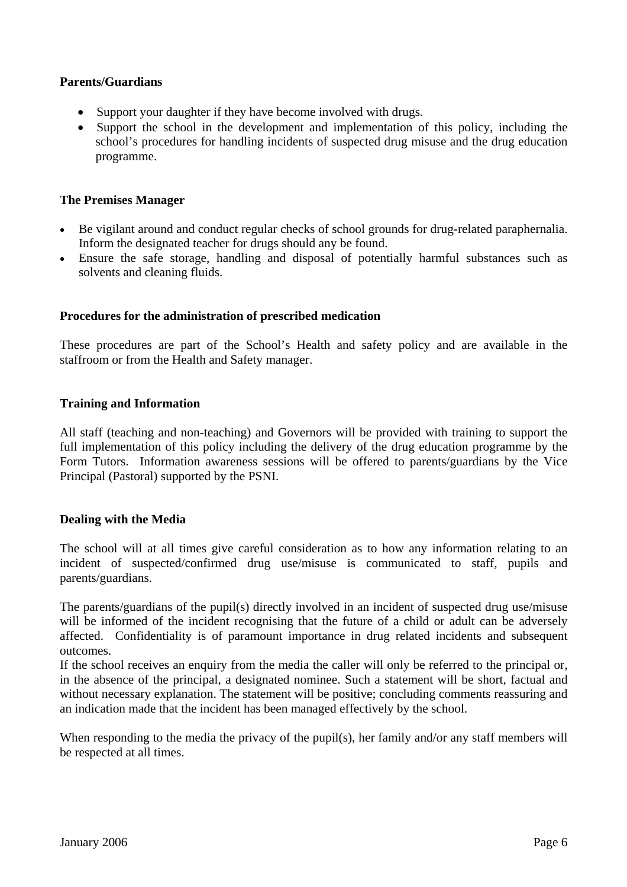**Parents/Guardians**

- Support your daughter if they have become involved with drugs.
- Support the school in the development and implementation of this policy, including the school's procedures for handling incidents of suspected drug misuse and the drug education programme.

**The Premises Manager**

- Be vigilant around and conduct regular checks of school grounds for drug-related paraphernalia. Inform the designated teacher for drugs should any be found.
- Ensure the safe storage, handling and disposal of potentially harmful substances such as solvents and cleaning fluids.

**Procedures for the administration of prescribed medication**

These procedures are part of the School's Health and safety policy and are available in the staffroom or from the Health and Safety manager.

**Training and Information**

All staff (teaching and non-teaching) and Governors will be provided with training to support the full implementation of this policy including the delivery of the drug education programme by the Form Tutors. Information awareness sessions will be offered to parents/guardians by the Vice Principal (Pastoral) supported by the PSNI.

**Dealing with the Media**

The school will at all times give careful consideration as to how any information relating to an incident of suspected/confirmed drug use/misuse is communicated to staff, pupils and parents/guardians.

The parents/guardians of the pupil(s) directly involved in an incident of suspected drug use/misuse will be informed of the incident recognising that the future of a child or adult can be adversely affected. Confidentiality is of paramount importance in drug related incidents and subsequent outcomes.
If the school receives an enquiry from the media the caller will only be referred to the principal or, in the absence of the principal, a designated nominee. Such a statement will be short, factual and without necessary explanation. The statement will be positive; concluding comments reassuring and an indication made that the incident has been managed effectively by the school.

When responding to the media the privacy of the pupil(s), her family and/or any staff members will be respected at all times.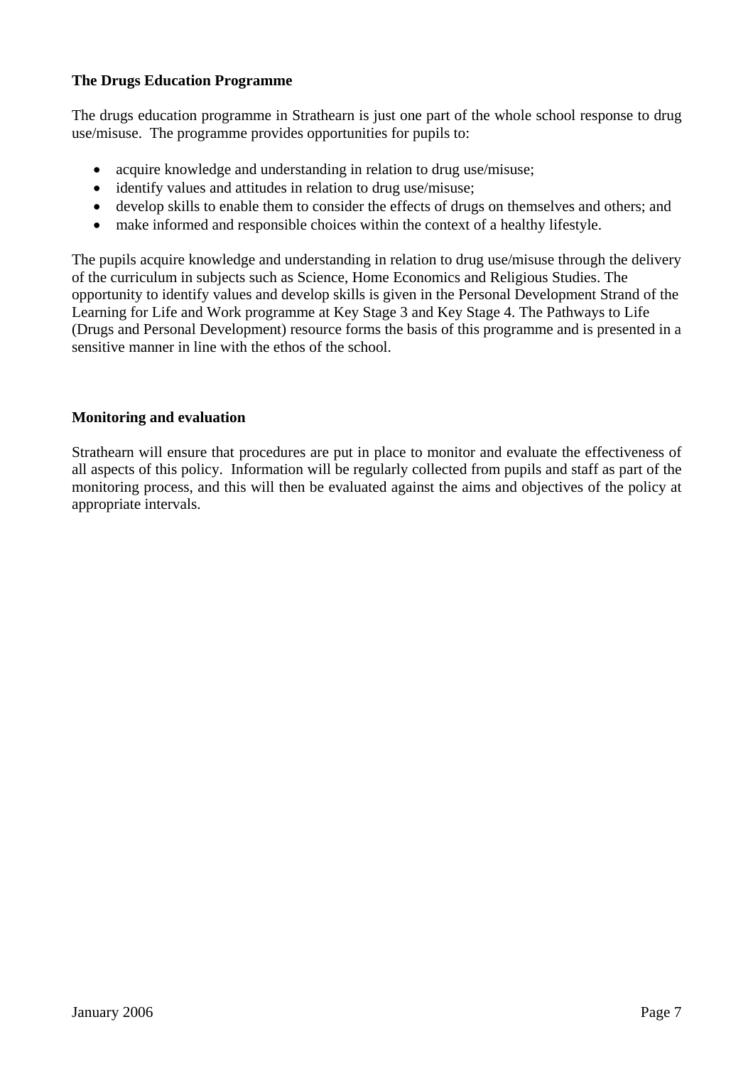## The Drugs Education Programme

The drugs education programme in Strathearn is just one part of the whole school response to drug use/misuse. The programme provides opportunities for pupils to:

- acquire knowledge and understanding in relation to drug use/misuse;
- identify values and attitudes in relation to drug use/misuse;
- develop skills to enable them to consider the effects of drugs on themselves and others; and
- make informed and responsible choices within the context of a healthy lifestyle.

The pupils acquire knowledge and understanding in relation to drug use/misuse through the delivery of the curriculum in subjects such as Science, Home Economics and Religious Studies. The opportunity to identify values and develop skills is given in the Personal Development Strand of the Learning for Life and Work programme at Key Stage 3 and Key Stage 4. The Pathways to Life (Drugs and Personal Development) resource forms the basis of this programme and is presented in a sensitive manner in line with the ethos of the school.

## Monitoring and evaluation

Strathearn will ensure that procedures are put in place to monitor and evaluate the effectiveness of all aspects of this policy. Information will be regularly collected from pupils and staff as part of the monitoring process, and this will then be evaluated against the aims and objectives of the policy at appropriate intervals.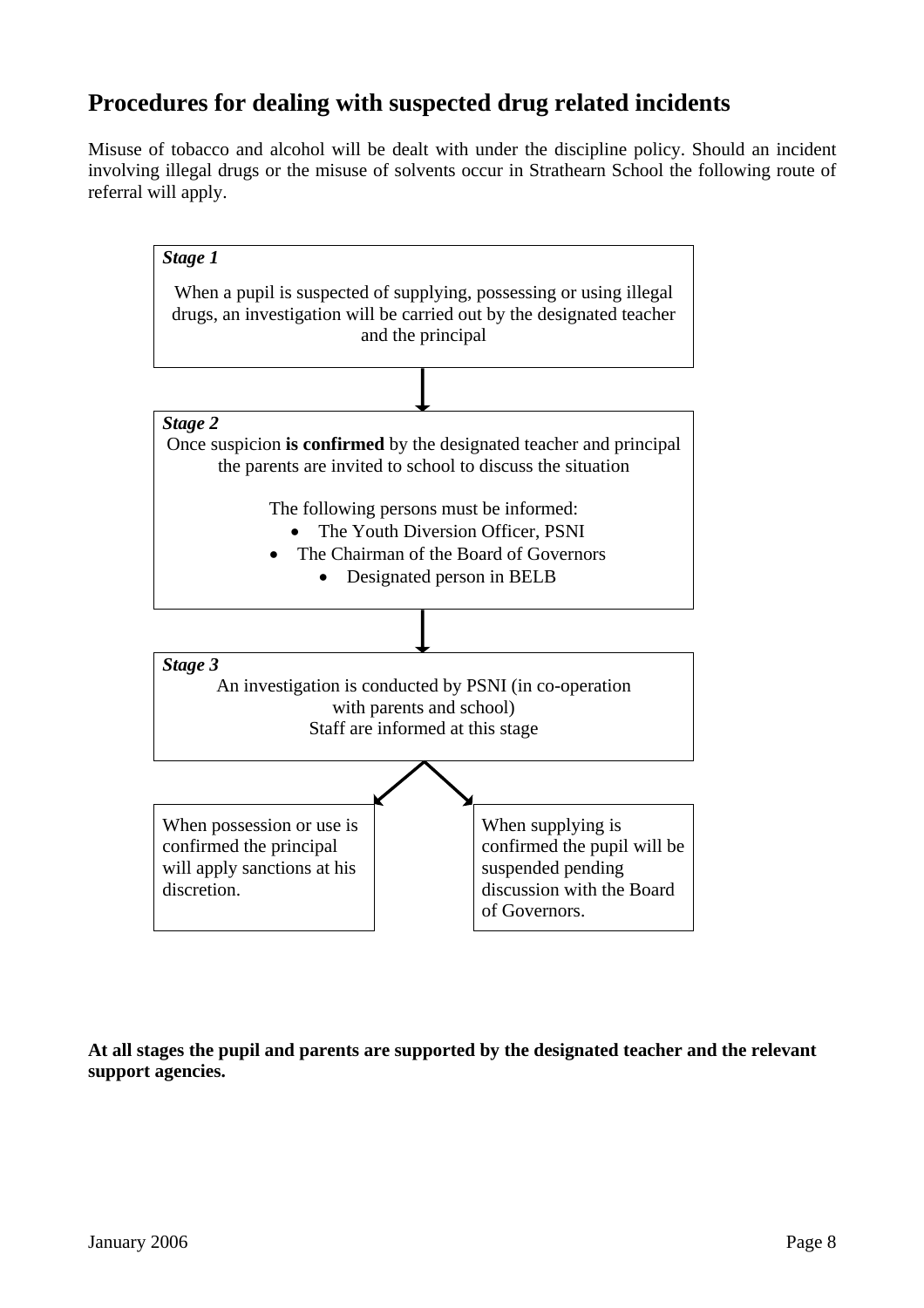## Procedures for dealing with suspected drug related incidents

Misuse of tobacco and alcohol will be dealt with under the discipline policy. Should an incident involving illegal drugs or the misuse of solvents occur in Strathearn School the following route of referral will apply.

***Stage 1***

When a pupil is suspected of supplying, possessing or using illegal drugs, an investigation will be carried out by the designated teacher and the principal

↓

***Stage 2***

Once suspicion **is confirmed** by the designated teacher and principal the parents are invited to school to discuss the situation

The following persons must be informed:

- The Youth Diversion Officer, PSNI
- The Chairman of the Board of Governors
- Designated person in BELB

↓

***Stage 3***

An investigation is conducted by PSNI (in co-operation with parents and school)
Staff are informed at this stage

↓

When possession or use is confirmed the principal will apply sanctions at his discretion.

When supplying is confirmed the pupil will be suspended pending discussion with the Board of Governors.

**At all stages the pupil and parents are supported by the designated teacher and the relevant support agencies.**

January 2006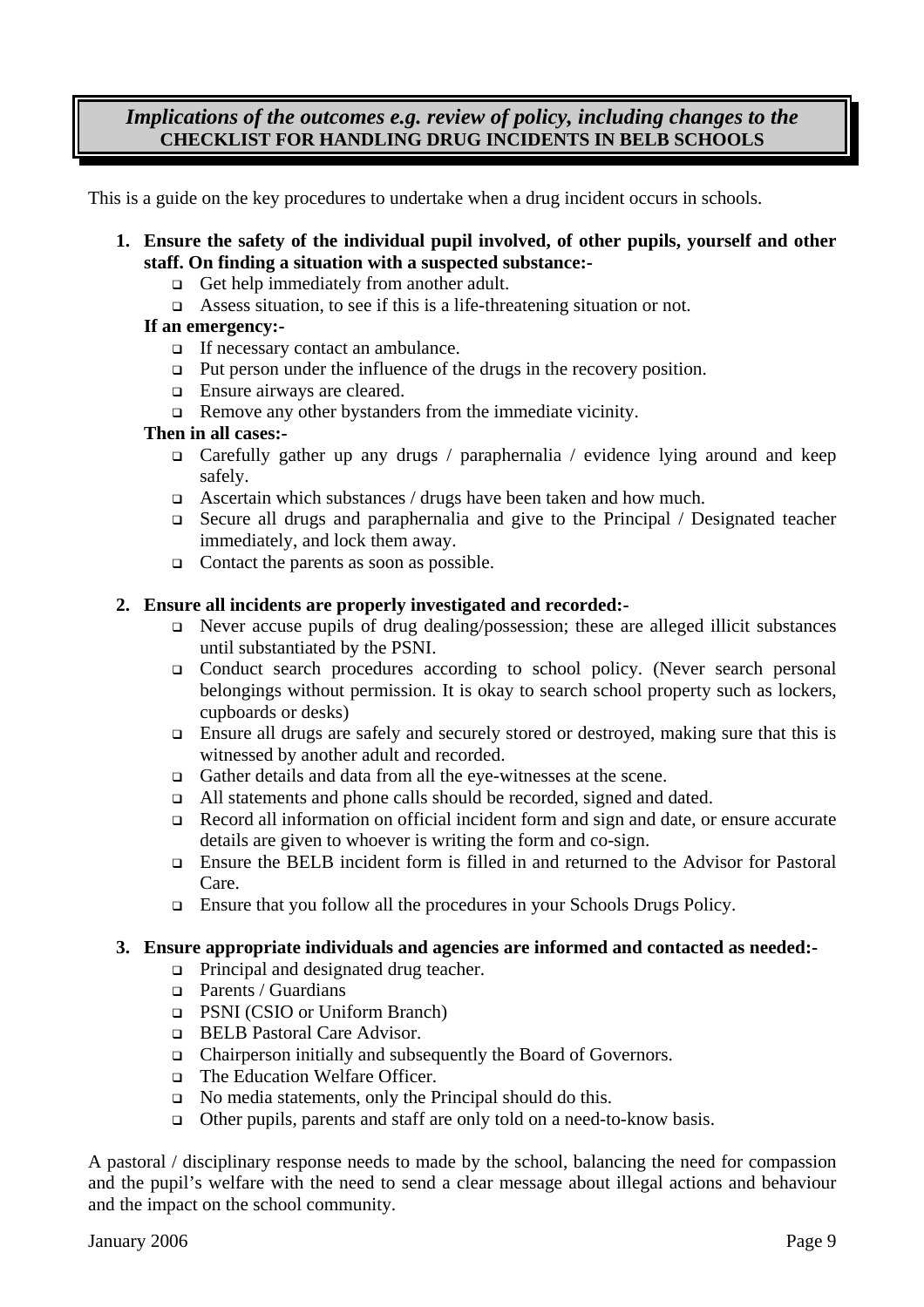## *Implications of the outcomes e.g. review of policy, including changes to the* CHECKLIST FOR HANDLING DRUG INCIDENTS IN BELB SCHOOLS

This is a guide on the key procedures to undertake when a drug incident occurs in schools.

1. **Ensure the safety of the individual pupil involved, of other pupils, yourself and other staff. On finding a situation with a suspected substance:-**
   - Get help immediately from another adult.
   - Assess situation, to see if this is a life-threatening situation or not.

   **If an emergency:-**
   - If necessary contact an ambulance.
   - Put person under the influence of the drugs in the recovery position.
   - Ensure airways are cleared.
   - Remove any other bystanders from the immediate vicinity.

   **Then in all cases:-**
   - Carefully gather up any drugs / paraphernalia / evidence lying around and keep safely.
   - Ascertain which substances / drugs have been taken and how much.
   - Secure all drugs and paraphernalia and give to the Principal / Designated teacher immediately, and lock them away.
   - Contact the parents as soon as possible.

2. **Ensure all incidents are properly investigated and recorded:-**
   - Never accuse pupils of drug dealing/possession; these are alleged illicit substances until substantiated by the PSNI.
   - Conduct search procedures according to school policy. (Never search personal belongings without permission. It is okay to search school property such as lockers, cupboards or desks)
   - Ensure all drugs are safely and securely stored or destroyed, making sure that this is witnessed by another adult and recorded.
   - Gather details and data from all the eye-witnesses at the scene.
   - All statements and phone calls should be recorded, signed and dated.
   - Record all information on official incident form and sign and date, or ensure accurate details are given to whoever is writing the form and co-sign.
   - Ensure the BELB incident form is filled in and returned to the Advisor for Pastoral Care.
   - Ensure that you follow all the procedures in your Schools Drugs Policy.

3. **Ensure appropriate individuals and agencies are informed and contacted as needed:-**
   - Principal and designated drug teacher.
   - Parents / Guardians
   - PSNI (CSIO or Uniform Branch)
   - BELB Pastoral Care Advisor.
   - Chairperson initially and subsequently the Board of Governors.
   - The Education Welfare Officer.
   - No media statements, only the Principal should do this.
   - Other pupils, parents and staff are only told on a need-to-know basis.

A pastoral / disciplinary response needs to made by the school, balancing the need for compassion and the pupil's welfare with the need to send a clear message about illegal actions and behaviour and the impact on the school community.

January 2006